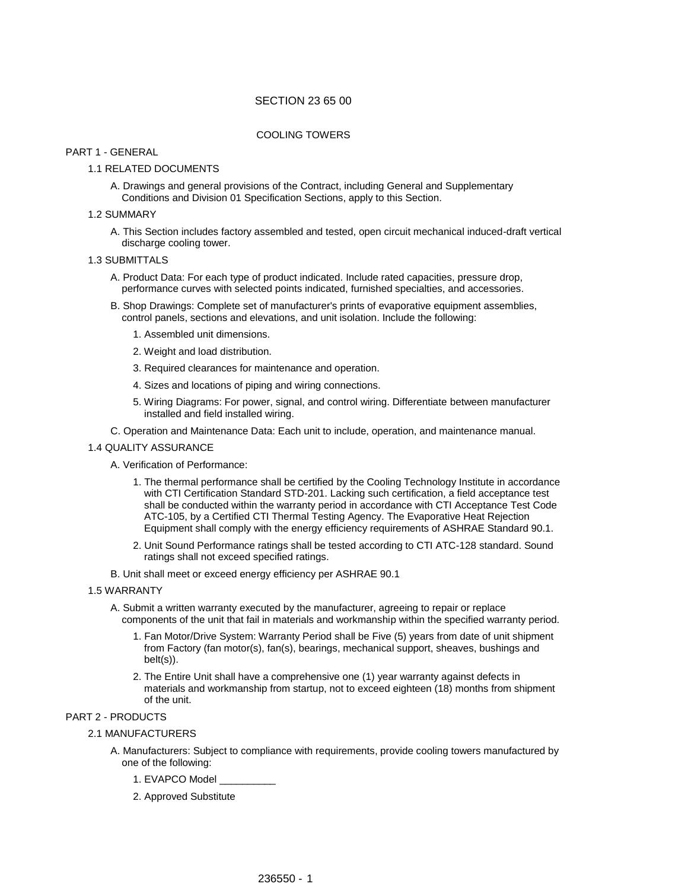# SECTION 23 65 00

## COOLING TOWERS

## PART 1 - GENERAL

### 1.1 RELATED DOCUMENTS

A. Drawings and general provisions of the Contract, including General and Supplementary Conditions and Division 01 Specification Sections, apply to this Section.

### 1.2 SUMMARY

A. This Section includes factory assembled and tested, open circuit mechanical induced-draft vertical discharge cooling tower.

### 1.3 SUBMITTALS

A. Product Data: For each type of product indicated. Include rated capacities, pressure drop, performance curves with selected points indicated, furnished specialties, and accessories.

B. Shop Drawings: Complete set of manufacturer's prints of evaporative equipment assemblies, control panels, sections and elevations, and unit isolation. Include the following:

1. Assembled unit dimensions.
2. Weight and load distribution.
3. Required clearances for maintenance and operation.
4. Sizes and locations of piping and wiring connections.
5. Wiring Diagrams: For power, signal, and control wiring. Differentiate between manufacturer installed and field installed wiring.

C. Operation and Maintenance Data: Each unit to include, operation, and maintenance manual.

### 1.4 QUALITY ASSURANCE

A. Verification of Performance:

1. The thermal performance shall be certified by the Cooling Technology Institute in accordance with CTI Certification Standard STD-201. Lacking such certification, a field acceptance test shall be conducted within the warranty period in accordance with CTI Acceptance Test Code ATC-105, by a Certified CTI Thermal Testing Agency. The Evaporative Heat Rejection Equipment shall comply with the energy efficiency requirements of ASHRAE Standard 90.1.
2. Unit Sound Performance ratings shall be tested according to CTI ATC-128 standard. Sound ratings shall not exceed specified ratings.

B. Unit shall meet or exceed energy efficiency per ASHRAE 90.1

### 1.5 WARRANTY

A. Submit a written warranty executed by the manufacturer, agreeing to repair or replace components of the unit that fail in materials and workmanship within the specified warranty period.

1. Fan Motor/Drive System: Warranty Period shall be Five (5) years from date of unit shipment from Factory (fan motor(s), fan(s), bearings, mechanical support, sheaves, bushings and belt(s)).
2. The Entire Unit shall have a comprehensive one (1) year warranty against defects in materials and workmanship from startup, not to exceed eighteen (18) months from shipment of the unit.

## PART 2 - PRODUCTS

### 2.1 MANUFACTURERS

A. Manufacturers: Subject to compliance with requirements, provide cooling towers manufactured by one of the following:

1. EVAPCO Model __________
2. Approved Substitute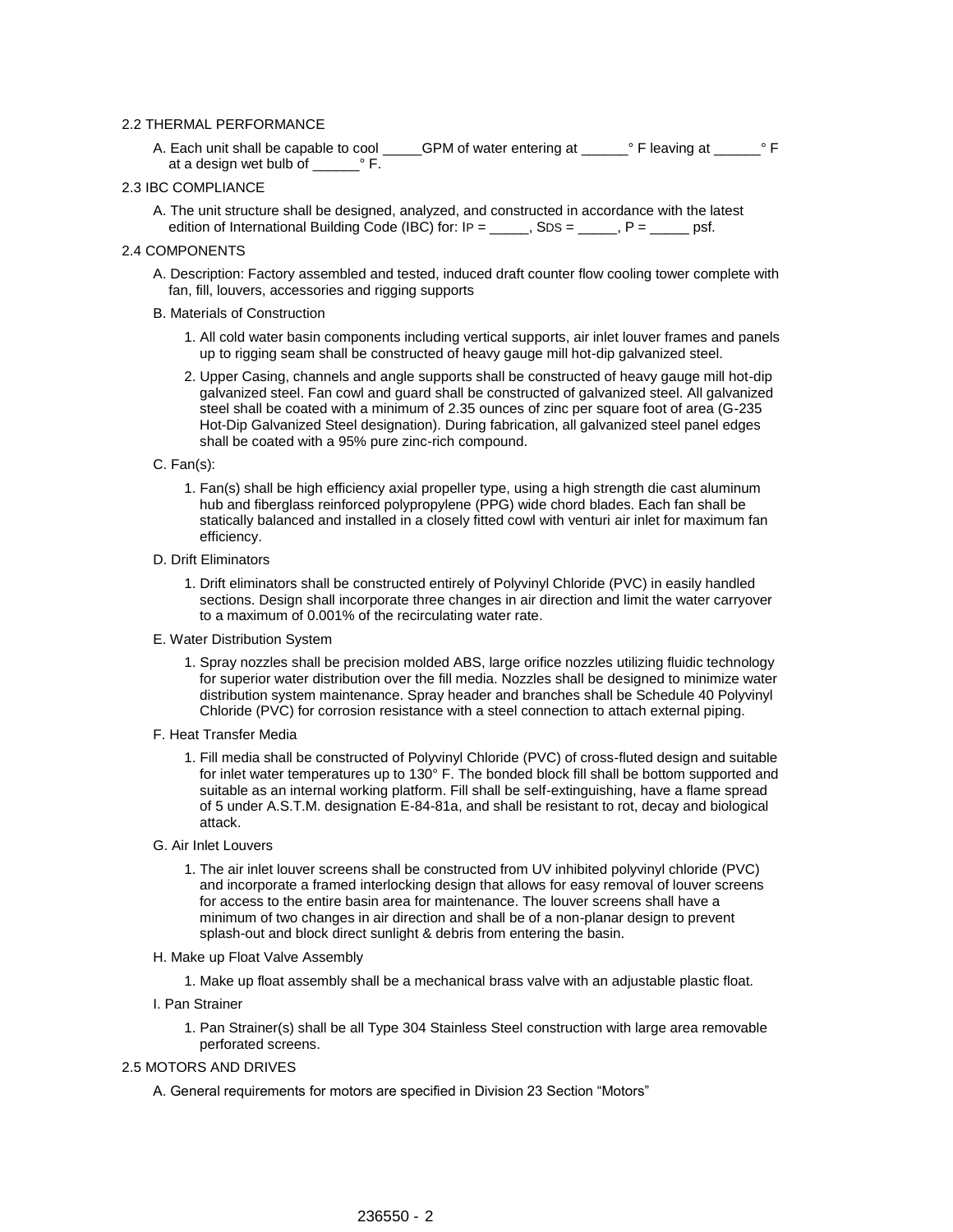## 2.2 THERMAL PERFORMANCE

A. Each unit shall be capable to cool _____GPM of water entering at ______° F leaving at ______° F at a design wet bulb of ______° F.

## 2.3 IBC COMPLIANCE

A. The unit structure shall be designed, analyzed, and constructed in accordance with the latest edition of International Building Code (IBC) for: $I_P$ = _____, $S_{DS}$ = _____, P = _____ psf.

## 2.4 COMPONENTS

A. Description: Factory assembled and tested, induced draft counter flow cooling tower complete with fan, fill, louvers, accessories and rigging supports

B. Materials of Construction

1. All cold water basin components including vertical supports, air inlet louver frames and panels up to rigging seam shall be constructed of heavy gauge mill hot-dip galvanized steel.
2. Upper Casing, channels and angle supports shall be constructed of heavy gauge mill hot-dip galvanized steel. Fan cowl and guard shall be constructed of galvanized steel. All galvanized steel shall be coated with a minimum of 2.35 ounces of zinc per square foot of area (G-235 Hot-Dip Galvanized Steel designation). During fabrication, all galvanized steel panel edges shall be coated with a 95% pure zinc-rich compound.

C. Fan(s):

1. Fan(s) shall be high efficiency axial propeller type, using a high strength die cast aluminum hub and fiberglass reinforced polypropylene (PPG) wide chord blades. Each fan shall be statically balanced and installed in a closely fitted cowl with venturi air inlet for maximum fan efficiency.

D. Drift Eliminators

1. Drift eliminators shall be constructed entirely of Polyvinyl Chloride (PVC) in easily handled sections. Design shall incorporate three changes in air direction and limit the water carryover to a maximum of 0.001% of the recirculating water rate.

E. Water Distribution System

1. Spray nozzles shall be precision molded ABS, large orifice nozzles utilizing fluidic technology for superior water distribution over the fill media. Nozzles shall be designed to minimize water distribution system maintenance. Spray header and branches shall be Schedule 40 Polyvinyl Chloride (PVC) for corrosion resistance with a steel connection to attach external piping.

F. Heat Transfer Media

1. Fill media shall be constructed of Polyvinyl Chloride (PVC) of cross-fluted design and suitable for inlet water temperatures up to 130° F. The bonded block fill shall be bottom supported and suitable as an internal working platform. Fill shall be self-extinguishing, have a flame spread of 5 under A.S.T.M. designation E-84-81a, and shall be resistant to rot, decay and biological attack.

G. Air Inlet Louvers

1. The air inlet louver screens shall be constructed from UV inhibited polyvinyl chloride (PVC) and incorporate a framed interlocking design that allows for easy removal of louver screens for access to the entire basin area for maintenance. The louver screens shall have a minimum of two changes in air direction and shall be of a non-planar design to prevent splash-out and block direct sunlight & debris from entering the basin.

H. Make up Float Valve Assembly

1. Make up float assembly shall be a mechanical brass valve with an adjustable plastic float.

I. Pan Strainer

1. Pan Strainer(s) shall be all Type 304 Stainless Steel construction with large area removable perforated screens.

## 2.5 MOTORS AND DRIVES

A. General requirements for motors are specified in Division 23 Section "Motors"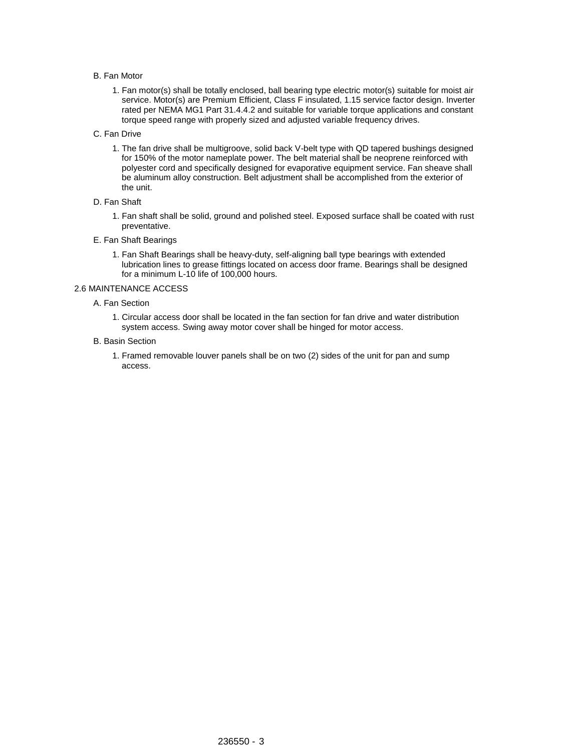B. Fan Motor

1. Fan motor(s) shall be totally enclosed, ball bearing type electric motor(s) suitable for moist air service. Motor(s) are Premium Efficient, Class F insulated, 1.15 service factor design. Inverter rated per NEMA MG1 Part 31.4.4.2 and suitable for variable torque applications and constant torque speed range with properly sized and adjusted variable frequency drives.

C. Fan Drive

1. The fan drive shall be multigroove, solid back V-belt type with QD tapered bushings designed for 150% of the motor nameplate power. The belt material shall be neoprene reinforced with polyester cord and specifically designed for evaporative equipment service. Fan sheave shall be aluminum alloy construction. Belt adjustment shall be accomplished from the exterior of the unit.

D. Fan Shaft

1. Fan shaft shall be solid, ground and polished steel. Exposed surface shall be coated with rust preventative.

E. Fan Shaft Bearings

1. Fan Shaft Bearings shall be heavy-duty, self-aligning ball type bearings with extended lubrication lines to grease fittings located on access door frame. Bearings shall be designed for a minimum L-10 life of 100,000 hours.

2.6 MAINTENANCE ACCESS

A. Fan Section

1. Circular access door shall be located in the fan section for fan drive and water distribution system access. Swing away motor cover shall be hinged for motor access.

B. Basin Section

1. Framed removable louver panels shall be on two (2) sides of the unit for pan and sump access.